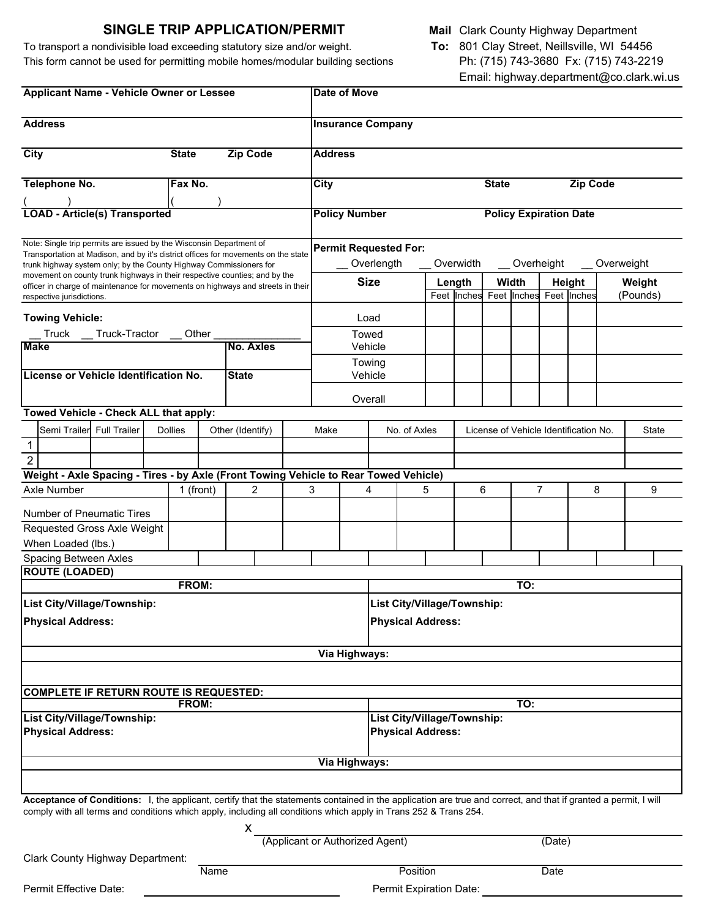# SINGLE TRIP APPLICATION/PERMIT

To transport a nondivisible load exceeding statutory size and/or weight.
This form cannot be used for permitting mobile homes/modular building sections

**Mail To:** Clark County Highway Department
801 Clay Street, Neillsville, WI 54456
Ph: (715) 743-3680 Fx: (715) 743-2219
Email: highway.department@co.clark.wi.us

| | |
|---|---|
| **Applicant Name - Vehicle Owner or Lessee** | **Date of Move** |
| **Address** | **Insurance Company** |
| **City** **State** **Zip Code** | **Address** |
| **Telephone No.** ( ) **Fax No.** ( ) | **City** **State** **Zip Code** |
| **LOAD - Article(s) Transported** | **Policy Number** **Policy Expiration Date** |

Note: Single trip permits are issued by the Wisconsin Department of Transportation at Madison, and by it's district offices for movements on the state trunk highway system only; by the County Highway Commissioners for movement on county trunk highways in their respective counties; and by the officer in charge of maintenance for movements on highways and streets in their respective jurisdictions.

**Permit Requested For:**
__ Overlength __ Overwidth __ Overheight __ Overweight

| Size | Length | | Width | | Height | | Weight |
|---|---|---|---|---|---|---|---|
| | Feet | Inches | Feet | Inches | Feet | Inches | (Pounds) |
| Load | | | | | | | |
| Towed Vehicle | | | | | | | |
| Towing Vehicle | | | | | | | |
| Overall | | | | | | | |

**Towing Vehicle:**
__ Truck __ Truck-Tractor __ Other _______________

| **Make** | **No. Axles** |
|---|---|
| **License or Vehicle Identification No.** | **State** |

**Towed Vehicle - Check ALL that apply:**

| | Semi Trailer | Full Trailer | Dollies | Other (Identify) | Make | No. of Axles | License of Vehicle Identification No. | State |
|---|---|---|---|---|---|---|---|---|
| 1 | | | | | | | | |
| 2 | | | | | | | | |

**Weight - Axle Spacing - Tires - by Axle (Front Towing Vehicle to Rear Towed Vehicle)**

| Axle Number | 1 (front) | 2 | 3 | 4 | 5 | 6 | 7 | 8 | 9 |
|---|---|---|---|---|---|---|---|---|---|
| Number of Pneumatic Tires | | | | | | | | | |
| Requested Gross Axle Weight When Loaded (lbs.) | | | | | | | | | |
| Spacing Between Axles | | | | | | | | | |

**ROUTE (LOADED)**

| FROM: | TO: |
|---|---|
| **List City/Village/Township:** | **List City/Village/Township:** |
| **Physical Address:** | **Physical Address:** |

**Via Highways:**

**COMPLETE IF RETURN ROUTE IS REQUESTED:**

| FROM: | TO: |
|---|---|
| **List City/Village/Township:** | **List City/Village/Township:** |
| **Physical Address:** | **Physical Address:** |

**Via Highways:**

**Acceptance of Conditions:** I, the applicant, certify that the statements contained in the application are true and correct, and that if granted a permit, I will comply with all terms and conditions which apply, including all conditions which apply in Trans 252 & Trans 254.

X ______________________________________________
(Applicant or Authorized Agent) (Date)

Clark County Highway Department: ______________________________________________
Name Position Date

Permit Effective Date: ____________________ Permit Expiration Date: ____________________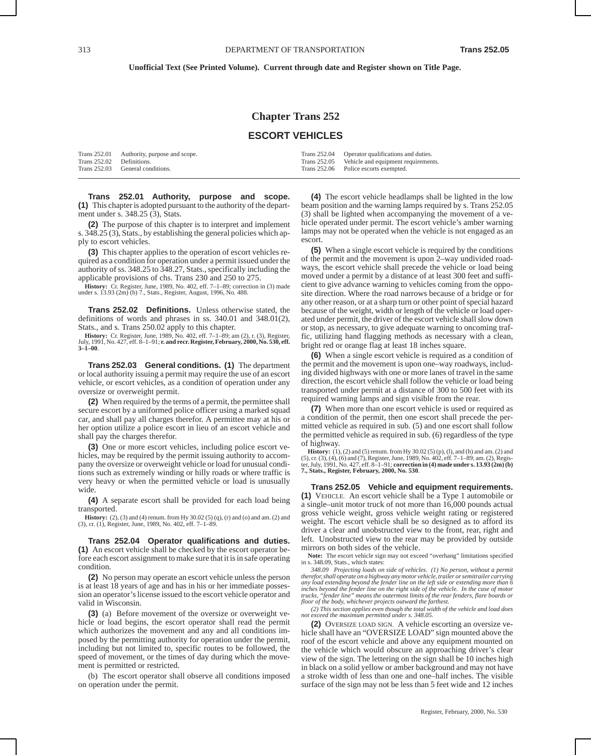Unofficial Text (See Printed Volume). Current through date and Register shown on Title Page.

# Chapter Trans 252

## ESCORT VEHICLES

| | | | |
|---|---|---|---|
| Trans 252.01 | Authority, purpose and scope. | Trans 252.04 | Operator qualifications and duties. |
| Trans 252.02 | Definitions. | Trans 252.05 | Vehicle and equipment requirements. |
| Trans 252.03 | General conditions. | Trans 252.06 | Police escorts exempted. |

**Trans 252.01 Authority, purpose and scope.** **(1)** This chapter is adopted pursuant to the authority of the department under s. 348.25 (3), Stats.

**(2)** The purpose of this chapter is to interpret and implement s. 348.25 (3), Stats., by establishing the general policies which apply to escort vehicles.

**(3)** This chapter applies to the operation of escort vehicles required as a condition for operation under a permit issued under the authority of ss. 348.25 to 348.27, Stats., specifically including the applicable provisions of chs. Trans 230 and 250 to 275.

**History:** Cr. Register, June, 1989, No. 402, eff. 7–1–89; correction in (3) made under s. 13.93 (2m) (b) 7., Stats., Register, August, 1996, No. 488.

**Trans 252.02 Definitions.** Unless otherwise stated, the definitions of words and phrases in ss. 340.01 and 348.01(2), Stats., and s. Trans 250.02 apply to this chapter.

**History:** Cr. Register, June, 1989, No. 402, eff. 7–1–89; am (2), r. (3), Register, July, 1991, No. 427, eff. 8–1–91; **r. and recr. Register, February, 2000, No. 530, eff. 3–1–00**.

**Trans 252.03 General conditions.** **(1)** The department or local authority issuing a permit may require the use of an escort vehicle, or escort vehicles, as a condition of operation under any oversize or overweight permit.

**(2)** When required by the terms of a permit, the permittee shall secure escort by a uniformed police officer using a marked squad car, and shall pay all charges therefor. A permittee may at his or her option utilize a police escort in lieu of an escort vehicle and shall pay the charges therefor.

**(3)** One or more escort vehicles, including police escort vehicles, may be required by the permit issuing authority to accompany the oversize or overweight vehicle or load for unusual conditions such as extremely winding or hilly roads or where traffic is very heavy or when the permitted vehicle or load is unusually wide.

**(4)** A separate escort shall be provided for each load being transported.

**History:** (2), (3) and (4) renum. from Hy 30.02 (5) (q), (r) and (o) and am. (2) and (3), cr. (1), Register, June, 1989, No. 402, eff. 7–1–89.

**Trans 252.04 Operator qualifications and duties.** **(1)** An escort vehicle shall be checked by the escort operator before each escort assignment to make sure that it is in safe operating condition.

**(2)** No person may operate an escort vehicle unless the person is at least 18 years of age and has in his or her immediate possession an operator's license issued to the escort vehicle operator and valid in Wisconsin.

**(3)** (a) Before movement of the oversize or overweight vehicle or load begins, the escort operator shall read the permit which authorizes the movement and any and all conditions imposed by the permitting authority for operation under the permit, including but not limited to, specific routes to be followed, the speed of movement, or the times of day during which the movement is permitted or restricted.

(b) The escort operator shall observe all conditions imposed on operation under the permit.

**(4)** The escort vehicle headlamps shall be lighted in the low beam position and the warning lamps required by s. Trans 252.05 (3) shall be lighted when accompanying the movement of a vehicle operated under permit. The escort vehicle's amber warning lamps may not be operated when the vehicle is not engaged as an escort.

**(5)** When a single escort vehicle is required by the conditions of the permit and the movement is upon 2–way undivided roadways, the escort vehicle shall precede the vehicle or load being moved under a permit by a distance of at least 300 feet and sufficient to give advance warning to vehicles coming from the opposite direction. Where the road narrows because of a bridge or for any other reason, or at a sharp turn or other point of special hazard because of the weight, width or length of the vehicle or load operated under permit, the driver of the escort vehicle shall slow down or stop, as necessary, to give adequate warning to oncoming traffic, utilizing hand flagging methods as necessary with a clean, bright red or orange flag at least 18 inches square.

**(6)** When a single escort vehicle is required as a condition of the permit and the movement is upon one–way roadways, including divided highways with one or more lanes of travel in the same direction, the escort vehicle shall follow the vehicle or load being transported under permit at a distance of 300 to 500 feet with its required warning lamps and sign visible from the rear.

**(7)** When more than one escort vehicle is used or required as a condition of the permit, then one escort shall precede the permitted vehicle as required in sub. (5) and one escort shall follow the permitted vehicle as required in sub. (6) regardless of the type of highway.

**History:** (1), (2) and (5) renum. from Hy 30.02 (5) (p), (l), and (h) and am. (2) and (5), cr. (3), (4), (6) and (7), Register, June, 1989, No. 402, eff. 7–1–89; am. (2), Register, July, 1991, No. 427, eff. 8–1–91; **correction in (4) made under s. 13.93 (2m) (b) 7., Stats., Register, February, 2000, No. 530**.

**Trans 252.05 Vehicle and equipment requirements.** **(1)** VEHICLE. An escort vehicle shall be a Type 1 automobile or a single–unit motor truck of not more than 16,000 pounds actual gross vehicle weight, gross vehicle weight rating or registered weight. The escort vehicle shall be so designed as to afford its driver a clear and unobstructed view to the front, rear, right and left. Unobstructed view to the rear may be provided by outside mirrors on both sides of the vehicle.

**Note:** The escort vehicle sign may not exceed "overhang" limitations specified in s. 348.09, Stats., which states:

*348.09 Projecting loads on side of vehicles. (1) No person, without a permit therefor, shall operate on a highway any motor vehicle, trailer or semitrailer carrying any load extending beyond the fender line on the left side or extending more than 6 inches beyond the fender line on the right side of the vehicle. In the case of motor trucks, "fender line" means the outermost limits of the rear fenders, flare boards or floor of the body, whichever projects outward the farthest.*

*(2) This section applies even though the total width of the vehicle and load does not exceed the maximum permitted under s. 348.05.*

**(2)** OVERSIZE LOAD SIGN. A vehicle escorting an oversize vehicle shall have an "OVERSIZE LOAD" sign mounted above the roof of the escort vehicle and above any equipment mounted on the vehicle which would obscure an approaching driver's clear view of the sign. The lettering on the sign shall be 10 inches high in black on a solid yellow or amber background and may not have a stroke width of less than one and one–half inches. The visible surface of the sign may not be less than 5 feet wide and 12 inches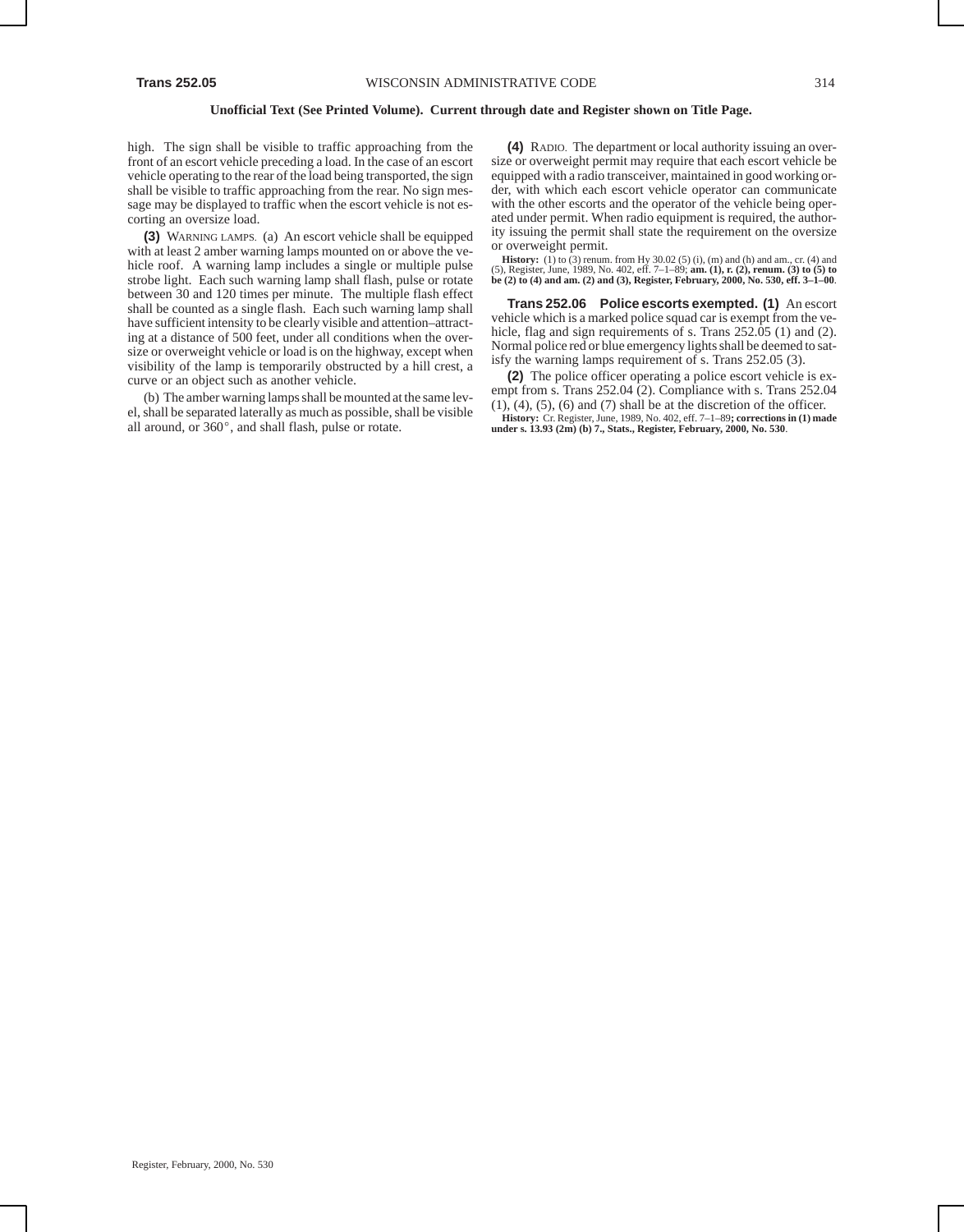high. The sign shall be visible to traffic approaching from the front of an escort vehicle preceding a load. In the case of an escort vehicle operating to the rear of the load being transported, the sign shall be visible to traffic approaching from the rear. No sign message may be displayed to traffic when the escort vehicle is not escorting an oversize load.

**(3)** WARNING LAMPS. (a) An escort vehicle shall be equipped with at least 2 amber warning lamps mounted on or above the vehicle roof. A warning lamp includes a single or multiple pulse strobe light. Each such warning lamp shall flash, pulse or rotate between 30 and 120 times per minute. The multiple flash effect shall be counted as a single flash. Each such warning lamp shall have sufficient intensity to be clearly visible and attention–attracting at a distance of 500 feet, under all conditions when the oversize or overweight vehicle or load is on the highway, except when visibility of the lamp is temporarily obstructed by a hill crest, a curve or an object such as another vehicle.

(b) The amber warning lamps shall be mounted at the same level, shall be separated laterally as much as possible, shall be visible all around, or 360°, and shall flash, pulse or rotate.

**(4)** RADIO. The department or local authority issuing an oversize or overweight permit may require that each escort vehicle be equipped with a radio transceiver, maintained in good working order, with which each escort vehicle operator can communicate with the other escorts and the operator of the vehicle being operated under permit. When radio equipment is required, the authority issuing the permit shall state the requirement on the oversize or overweight permit.

**History:** (1) to (3) renum. from Hy 30.02 (5) (i), (m) and (h) and am., cr. (4) and (5), Register, June, 1989, No. 402, eff. 7–1–89; **am. (1), r. (2), renum. (3) to (5) to be (2) to (4) and am. (2) and (3), Register, February, 2000, No. 530, eff. 3–1–00**.

**Trans 252.06 Police escorts exempted. (1)** An escort vehicle which is a marked police squad car is exempt from the vehicle, flag and sign requirements of s. Trans 252.05 (1) and (2). Normal police red or blue emergency lights shall be deemed to satisfy the warning lamps requirement of s. Trans 252.05 (3).

**(2)** The police officer operating a police escort vehicle is exempt from s. Trans 252.04 (2). Compliance with s. Trans 252.04 (1), (4), (5), (6) and (7) shall be at the discretion of the officer.

**History:** Cr. Register, June, 1989, No. 402, eff. 7–1–89**; corrections in (1) made under s. 13.93 (2m) (b) 7., Stats., Register, February, 2000, No. 530**.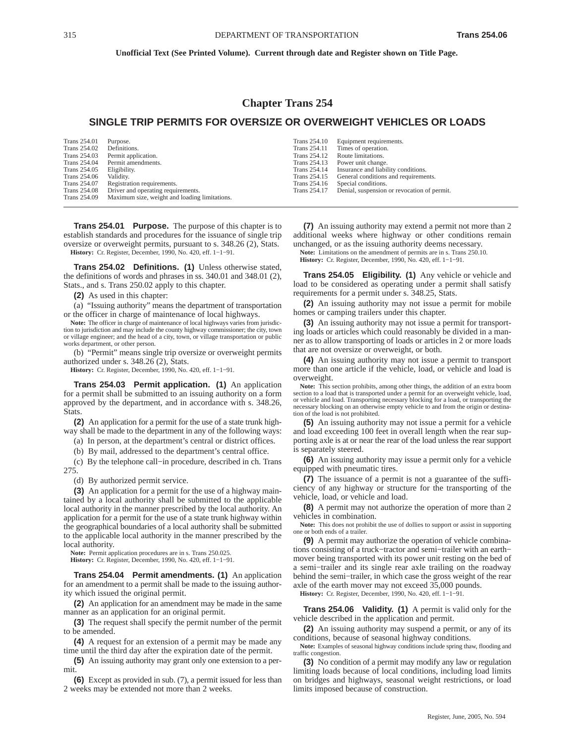Unofficial Text (See Printed Volume). Current through date and Register shown on Title Page.

# Chapter Trans 254

## SINGLE TRIP PERMITS FOR OVERSIZE OR OVERWEIGHT VEHICLES OR LOADS

| | | | |
|---|---|---|---|
| Trans 254.01 | Purpose. | Trans 254.10 | Equipment requirements. |
| Trans 254.02 | Definitions. | Trans 254.11 | Times of operation. |
| Trans 254.03 | Permit application. | Trans 254.12 | Route limitations. |
| Trans 254.04 | Permit amendments. | Trans 254.13 | Power unit change. |
| Trans 254.05 | Eligibility. | Trans 254.14 | Insurance and liability conditions. |
| Trans 254.06 | Validity. | Trans 254.15 | General conditions and requirements. |
| Trans 254.07 | Registration requirements. | Trans 254.16 | Special conditions. |
| Trans 254.08 | Driver and operating requirements. | Trans 254.17 | Denial, suspension or revocation of permit. |
| Trans 254.09 | Maximum size, weight and loading limitations. | | |

**Trans 254.01 Purpose.** The purpose of this chapter is to establish standards and procedures for the issuance of single trip oversize or overweight permits, pursuant to s. 348.26 (2), Stats.

**History:** Cr. Register, December, 1990, No. 420, eff. 1−1−91.

**Trans 254.02 Definitions. (1)** Unless otherwise stated, the definitions of words and phrases in ss. 340.01 and 348.01 (2), Stats., and s. Trans 250.02 apply to this chapter.

**(2)** As used in this chapter:

(a) "Issuing authority" means the department of transportation or the officer in charge of maintenance of local highways.

**Note:** The officer in charge of maintenance of local highways varies from jurisdiction to jurisdiction and may include the county highway commissioner; the city, town or village engineer; and the head of a city, town, or village transportation or public works department, or other person.

(b) "Permit" means single trip oversize or overweight permits authorized under s. 348.26 (2), Stats.

**History:** Cr. Register, December, 1990, No. 420, eff. 1−1−91.

**Trans 254.03 Permit application. (1)** An application for a permit shall be submitted to an issuing authority on a form approved by the department, and in accordance with s. 348.26, Stats.

**(2)** An application for a permit for the use of a state trunk highway shall be made to the department in any of the following ways:

(a) In person, at the department's central or district offices.

(b) By mail, addressed to the department's central office.

(c) By the telephone call−in procedure, described in ch. Trans 275.

(d) By authorized permit service.

**(3)** An application for a permit for the use of a highway maintained by a local authority shall be submitted to the applicable local authority in the manner prescribed by the local authority. An application for a permit for the use of a state trunk highway within the geographical boundaries of a local authority shall be submitted to the applicable local authority in the manner prescribed by the local authority.

**Note:** Permit application procedures are in s. Trans 250.025.

**History:** Cr. Register, December, 1990, No. 420, eff. 1−1−91.

**Trans 254.04 Permit amendments. (1)** An application for an amendment to a permit shall be made to the issuing authority which issued the original permit.

**(2)** An application for an amendment may be made in the same manner as an application for an original permit.

**(3)** The request shall specify the permit number of the permit to be amended.

**(4)** A request for an extension of a permit may be made any time until the third day after the expiration date of the permit.

**(5)** An issuing authority may grant only one extension to a permit.

**(6)** Except as provided in sub. (7), a permit issued for less than 2 weeks may be extended not more than 2 weeks.

**(7)** An issuing authority may extend a permit not more than 2 additional weeks where highway or other conditions remain unchanged, or as the issuing authority deems necessary.

**Note:** Limitations on the amendment of permits are in s. Trans 250.10.

**History:** Cr. Register, December, 1990, No. 420, eff. 1−1−91.

**Trans 254.05 Eligibility. (1)** Any vehicle or vehicle and load to be considered as operating under a permit shall satisfy requirements for a permit under s. 348.25, Stats.

**(2)** An issuing authority may not issue a permit for mobile homes or camping trailers under this chapter.

**(3)** An issuing authority may not issue a permit for transporting loads or articles which could reasonably be divided in a manner as to allow transporting of loads or articles in 2 or more loads that are not oversize or overweight, or both.

**(4)** An issuing authority may not issue a permit to transport more than one article if the vehicle, load, or vehicle and load is overweight.

**Note:** This section prohibits, among other things, the addition of an extra boom section to a load that is transported under a permit for an overweight vehicle, load, or vehicle and load. Transporting necessary blocking for a load, or transporting the necessary blocking on an otherwise empty vehicle to and from the origin or destination of the load is not prohibited.

**(5)** An issuing authority may not issue a permit for a vehicle and load exceeding 100 feet in overall length when the rear supporting axle is at or near the rear of the load unless the rear support is separately steered.

**(6)** An issuing authority may issue a permit only for a vehicle equipped with pneumatic tires.

**(7)** The issuance of a permit is not a guarantee of the sufficiency of any highway or structure for the transporting of the vehicle, load, or vehicle and load.

**(8)** A permit may not authorize the operation of more than 2 vehicles in combination.

**Note:** This does not prohibit the use of dollies to support or assist in supporting one or both ends of a trailer.

**(9)** A permit may authorize the operation of vehicle combinations consisting of a truck−tractor and semi−trailer with an earth−mover being transported with its power unit resting on the bed of a semi−trailer and its single rear axle trailing on the roadway behind the semi−trailer, in which case the gross weight of the rear axle of the earth mover may not exceed 35,000 pounds.

**History:** Cr. Register, December, 1990, No. 420, eff. 1−1−91.

**Trans 254.06 Validity. (1)** A permit is valid only for the vehicle described in the application and permit.

**(2)** An issuing authority may suspend a permit, or any of its conditions, because of seasonal highway conditions.

**Note:** Examples of seasonal highway conditions include spring thaw, flooding and traffic congestion.

**(3)** No condition of a permit may modify any law or regulation limiting loads because of local conditions, including load limits on bridges and highways, seasonal weight restrictions, or load limits imposed because of construction.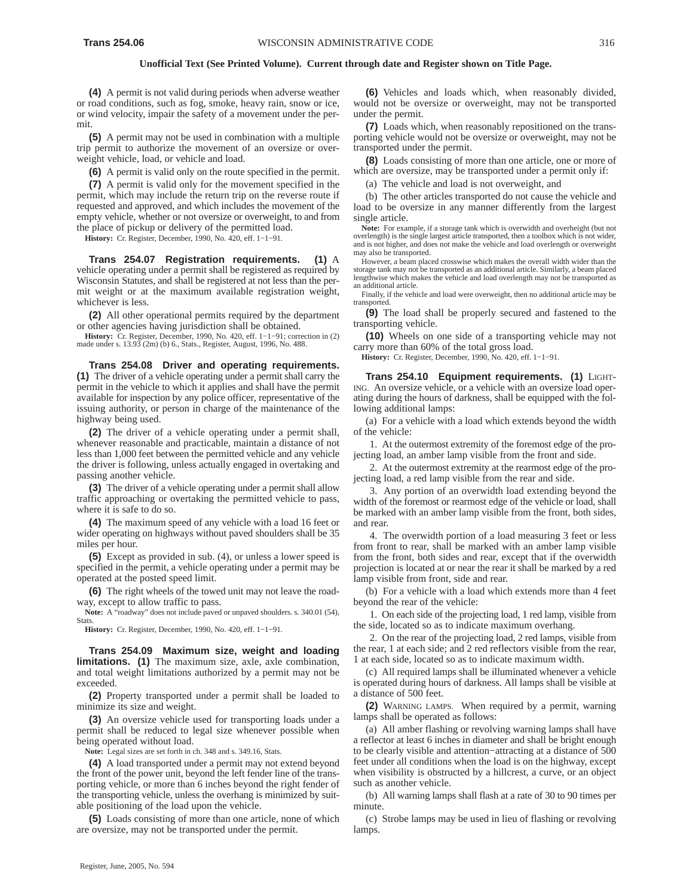**(4)** A permit is not valid during periods when adverse weather or road conditions, such as fog, smoke, heavy rain, snow or ice, or wind velocity, impair the safety of a movement under the permit.

**(5)** A permit may not be used in combination with a multiple trip permit to authorize the movement of an oversize or overweight vehicle, load, or vehicle and load.

**(6)** A permit is valid only on the route specified in the permit.

**(7)** A permit is valid only for the movement specified in the permit, which may include the return trip on the reverse route if requested and approved, and which includes the movement of the empty vehicle, whether or not oversize or overweight, to and from the place of pickup or delivery of the permitted load.

**History:** Cr. Register, December, 1990, No. 420, eff. 1−1−91.

**Trans 254.07 Registration requirements. (1)** A vehicle operating under a permit shall be registered as required by Wisconsin Statutes, and shall be registered at not less than the permit weight or at the maximum available registration weight, whichever is less.

**(2)** All other operational permits required by the department or other agencies having jurisdiction shall be obtained.

**History:** Cr. Register, December, 1990, No. 420, eff. 1−1−91; correction in (2) made under s. 13.93 (2m) (b) 6., Stats., Register, August, 1996, No. 488.

**Trans 254.08 Driver and operating requirements. (1)** The driver of a vehicle operating under a permit shall carry the permit in the vehicle to which it applies and shall have the permit available for inspection by any police officer, representative of the issuing authority, or person in charge of the maintenance of the highway being used.

**(2)** The driver of a vehicle operating under a permit shall, whenever reasonable and practicable, maintain a distance of not less than 1,000 feet between the permitted vehicle and any vehicle the driver is following, unless actually engaged in overtaking and passing another vehicle.

**(3)** The driver of a vehicle operating under a permit shall allow traffic approaching or overtaking the permitted vehicle to pass, where it is safe to do so.

**(4)** The maximum speed of any vehicle with a load 16 feet or wider operating on highways without paved shoulders shall be 35 miles per hour.

**(5)** Except as provided in sub. (4), or unless a lower speed is specified in the permit, a vehicle operating under a permit may be operated at the posted speed limit.

**(6)** The right wheels of the towed unit may not leave the roadway, except to allow traffic to pass.

**Note:** A "roadway" does not include paved or unpaved shoulders. s. 340.01 (54), Stats.

**History:** Cr. Register, December, 1990, No. 420, eff. 1−1−91.

**Trans 254.09 Maximum size, weight and loading limitations. (1)** The maximum size, axle, axle combination, and total weight limitations authorized by a permit may not be exceeded.

**(2)** Property transported under a permit shall be loaded to minimize its size and weight.

**(3)** An oversize vehicle used for transporting loads under a permit shall be reduced to legal size whenever possible when being operated without load.

**Note:** Legal sizes are set forth in ch. 348 and s. 349.16, Stats.

**(4)** A load transported under a permit may not extend beyond the front of the power unit, beyond the left fender line of the transporting vehicle, or more than 6 inches beyond the right fender of the transporting vehicle, unless the overhang is minimized by suitable positioning of the load upon the vehicle.

**(5)** Loads consisting of more than one article, none of which are oversize, may not be transported under the permit.

**(6)** Vehicles and loads which, when reasonably divided, would not be oversize or overweight, may not be transported under the permit.

**(7)** Loads which, when reasonably repositioned on the transporting vehicle would not be oversize or overweight, may not be transported under the permit.

**(8)** Loads consisting of more than one article, one or more of which are oversize, may be transported under a permit only if:

(a) The vehicle and load is not overweight, and

(b) The other articles transported do not cause the vehicle and load to be oversize in any manner differently from the largest single article.

**Note:** For example, if a storage tank which is overwidth and overheight (but not overlength) is the single largest article transported, then a toolbox which is not wider, and is not higher, and does not make the vehicle and load overlength or overweight may also be transported.

However, a beam placed crosswise which makes the overall width wider than the storage tank may not be transported as an additional article. Similarly, a beam placed lengthwise which makes the vehicle and load overlength may not be transported as an additional article.

Finally, if the vehicle and load were overweight, then no additional article may be transported.

**(9)** The load shall be properly secured and fastened to the transporting vehicle.

**(10)** Wheels on one side of a transporting vehicle may not carry more than 60% of the total gross load.

**History:** Cr. Register, December, 1990, No. 420, eff. 1−1−91.

**Trans 254.10 Equipment requirements. (1)** LIGHTING. An oversize vehicle, or a vehicle with an oversize load operating during the hours of darkness, shall be equipped with the following additional lamps:

(a) For a vehicle with a load which extends beyond the width of the vehicle:

1. At the outermost extremity of the foremost edge of the projecting load, an amber lamp visible from the front and side.

2. At the outermost extremity at the rearmost edge of the projecting load, a red lamp visible from the rear and side.

3. Any portion of an overwidth load extending beyond the width of the foremost or rearmost edge of the vehicle or load, shall be marked with an amber lamp visible from the front, both sides, and rear.

4. The overwidth portion of a load measuring 3 feet or less from front to rear, shall be marked with an amber lamp visible from the front, both sides and rear, except that if the overwidth projection is located at or near the rear it shall be marked by a red lamp visible from front, side and rear.

(b) For a vehicle with a load which extends more than 4 feet beyond the rear of the vehicle:

1. On each side of the projecting load, 1 red lamp, visible from the side, located so as to indicate maximum overhang.

2. On the rear of the projecting load, 2 red lamps, visible from the rear, 1 at each side; and 2 red reflectors visible from the rear, 1 at each side, located so as to indicate maximum width.

(c) All required lamps shall be illuminated whenever a vehicle is operated during hours of darkness. All lamps shall be visible at a distance of 500 feet.

**(2)** WARNING LAMPS. When required by a permit, warning lamps shall be operated as follows:

(a) All amber flashing or revolving warning lamps shall have a reflector at least 6 inches in diameter and shall be bright enough to be clearly visible and attention−attracting at a distance of 500 feet under all conditions when the load is on the highway, except when visibility is obstructed by a hillcrest, a curve, or an object such as another vehicle.

(b) All warning lamps shall flash at a rate of 30 to 90 times per minute.

(c) Strobe lamps may be used in lieu of flashing or revolving lamps.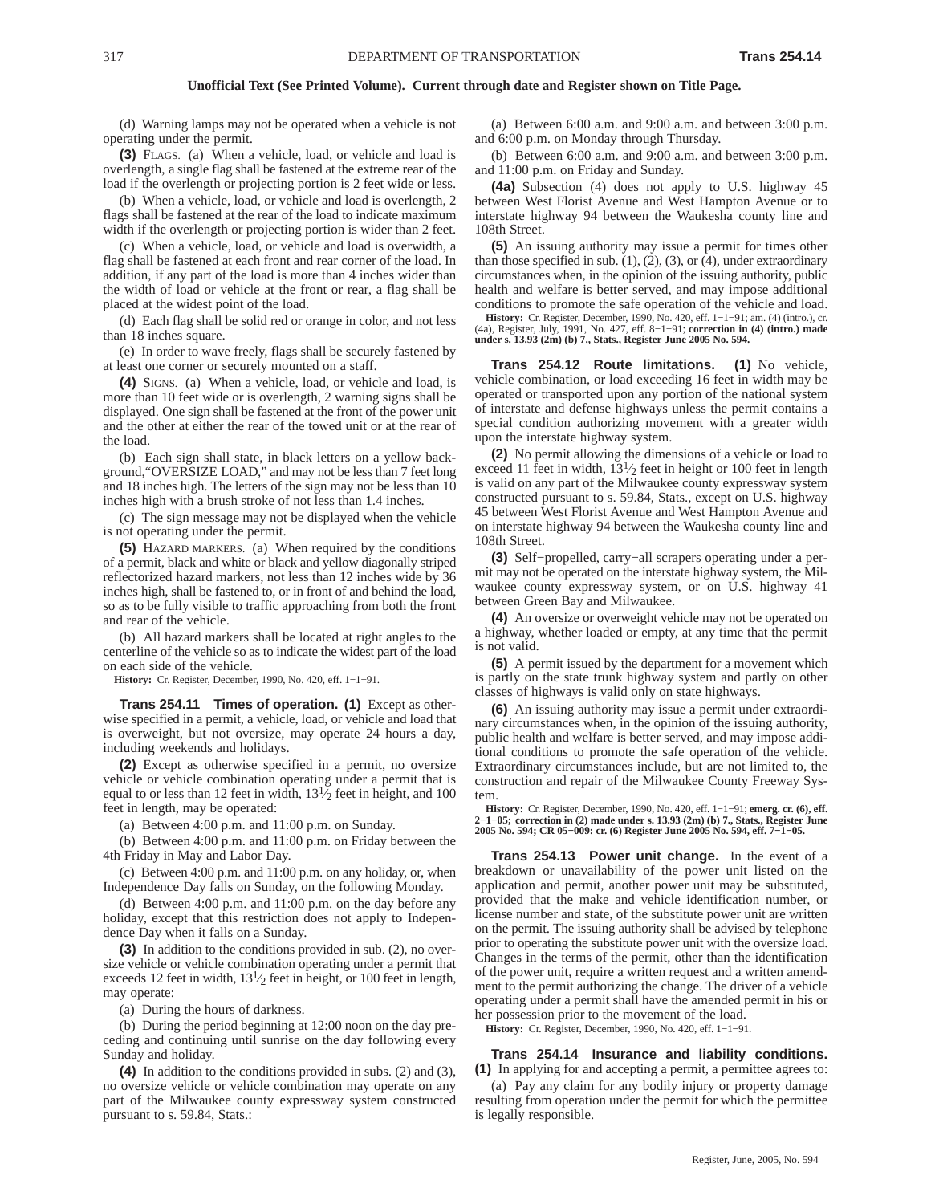**Unofficial Text (See Printed Volume). Current through date and Register shown on Title Page.**

(d) Warning lamps may not be operated when a vehicle is not operating under the permit.

**(3)** FLAGS. (a) When a vehicle, load, or vehicle and load is overlength, a single flag shall be fastened at the extreme rear of the load if the overlength or projecting portion is 2 feet wide or less.

(b) When a vehicle, load, or vehicle and load is overlength, 2 flags shall be fastened at the rear of the load to indicate maximum width if the overlength or projecting portion is wider than 2 feet.

(c) When a vehicle, load, or vehicle and load is overwidth, a flag shall be fastened at each front and rear corner of the load. In addition, if any part of the load is more than 4 inches wider than the width of load or vehicle at the front or rear, a flag shall be placed at the widest point of the load.

(d) Each flag shall be solid red or orange in color, and not less than 18 inches square.

(e) In order to wave freely, flags shall be securely fastened by at least one corner or securely mounted on a staff.

**(4)** SIGNS. (a) When a vehicle, load, or vehicle and load, is more than 10 feet wide or is overlength, 2 warning signs shall be displayed. One sign shall be fastened at the front of the power unit and the other at either the rear of the towed unit or at the rear of the load.

(b) Each sign shall state, in black letters on a yellow background,"OVERSIZE LOAD," and may not be less than 7 feet long and 18 inches high. The letters of the sign may not be less than 10 inches high with a brush stroke of not less than 1.4 inches.

(c) The sign message may not be displayed when the vehicle is not operating under the permit.

**(5)** HAZARD MARKERS. (a) When required by the conditions of a permit, black and white or black and yellow diagonally striped reflectorized hazard markers, not less than 12 inches wide by 36 inches high, shall be fastened to, or in front of and behind the load, so as to be fully visible to traffic approaching from both the front and rear of the vehicle.

(b) All hazard markers shall be located at right angles to the centerline of the vehicle so as to indicate the widest part of the load on each side of the vehicle.

**History:** Cr. Register, December, 1990, No. 420, eff. 1−1−91.

**Trans 254.11 Times of operation. (1)** Except as otherwise specified in a permit, a vehicle, load, or vehicle and load that is overweight, but not oversize, may operate 24 hours a day, including weekends and holidays.

**(2)** Except as otherwise specified in a permit, no oversize vehicle or vehicle combination operating under a permit that is equal to or less than 12 feet in width, 13½ feet in height, and 100 feet in length, may be operated:

(a) Between 4:00 p.m. and 11:00 p.m. on Sunday.

(b) Between 4:00 p.m. and 11:00 p.m. on Friday between the 4th Friday in May and Labor Day.

(c) Between 4:00 p.m. and 11:00 p.m. on any holiday, or, when Independence Day falls on Sunday, on the following Monday.

(d) Between 4:00 p.m. and 11:00 p.m. on the day before any holiday, except that this restriction does not apply to Independence Day when it falls on a Sunday.

**(3)** In addition to the conditions provided in sub. (2), no oversize vehicle or vehicle combination operating under a permit that exceeds 12 feet in width, 13½ feet in height, or 100 feet in length, may operate:

(a) During the hours of darkness.

(b) During the period beginning at 12:00 noon on the day preceding and continuing until sunrise on the day following every Sunday and holiday.

**(4)** In addition to the conditions provided in subs. (2) and (3), no oversize vehicle or vehicle combination may operate on any part of the Milwaukee county expressway system constructed pursuant to s. 59.84, Stats.:

(a) Between 6:00 a.m. and 9:00 a.m. and between 3:00 p.m. and 6:00 p.m. on Monday through Thursday.

(b) Between 6:00 a.m. and 9:00 a.m. and between 3:00 p.m. and 11:00 p.m. on Friday and Sunday.

**(4a)** Subsection (4) does not apply to U.S. highway 45 between West Florist Avenue and West Hampton Avenue or to interstate highway 94 between the Waukesha county line and 108th Street.

**(5)** An issuing authority may issue a permit for times other than those specified in sub. (1), (2), (3), or (4), under extraordinary circumstances when, in the opinion of the issuing authority, public health and welfare is better served, and may impose additional conditions to promote the safe operation of the vehicle and load.

**History:** Cr. Register, December, 1990, No. 420, eff. 1−1−91; am. (4) (intro.), cr. (4a), Register, July, 1991, No. 427, eff. 8−1−91; **correction in (4) (intro.) made under s. 13.93 (2m) (b) 7., Stats., Register June 2005 No. 594.**

**Trans 254.12 Route limitations. (1)** No vehicle, vehicle combination, or load exceeding 16 feet in width may be operated or transported upon any portion of the national system of interstate and defense highways unless the permit contains a special condition authorizing movement with a greater width upon the interstate highway system.

**(2)** No permit allowing the dimensions of a vehicle or load to exceed 11 feet in width, 13½ feet in height or 100 feet in length is valid on any part of the Milwaukee county expressway system constructed pursuant to s. 59.84, Stats., except on U.S. highway 45 between West Florist Avenue and West Hampton Avenue and on interstate highway 94 between the Waukesha county line and 108th Street.

**(3)** Self−propelled, carry−all scrapers operating under a permit may not be operated on the interstate highway system, the Milwaukee county expressway system, or on U.S. highway 41 between Green Bay and Milwaukee.

**(4)** An oversize or overweight vehicle may not be operated on a highway, whether loaded or empty, at any time that the permit is not valid.

**(5)** A permit issued by the department for a movement which is partly on the state trunk highway system and partly on other classes of highways is valid only on state highways.

**(6)** An issuing authority may issue a permit under extraordinary circumstances when, in the opinion of the issuing authority, public health and welfare is better served, and may impose additional conditions to promote the safe operation of the vehicle. Extraordinary circumstances include, but are not limited to, the construction and repair of the Milwaukee County Freeway System.

**History:** Cr. Register, December, 1990, No. 420, eff. 1−1−91; **emerg. cr. (6), eff. 2−1−05; correction in (2) made under s. 13.93 (2m) (b) 7., Stats., Register June 2005 No. 594; CR 05−009: cr. (6) Register June 2005 No. 594, eff. 7−1−05.**

**Trans 254.13 Power unit change.** In the event of a breakdown or unavailability of the power unit listed on the application and permit, another power unit may be substituted, provided that the make and vehicle identification number, or license number and state, of the substitute power unit are written on the permit. The issuing authority shall be advised by telephone prior to operating the substitute power unit with the oversize load. Changes in the terms of the permit, other than the identification of the power unit, require a written request and a written amendment to the permit authorizing the change. The driver of a vehicle operating under a permit shall have the amended permit in his or her possession prior to the movement of the load.

**History:** Cr. Register, December, 1990, No. 420, eff. 1−1−91.

**Trans 254.14 Insurance and liability conditions. (1)** In applying for and accepting a permit, a permittee agrees to:

(a) Pay any claim for any bodily injury or property damage resulting from operation under the permit for which the permittee is legally responsible.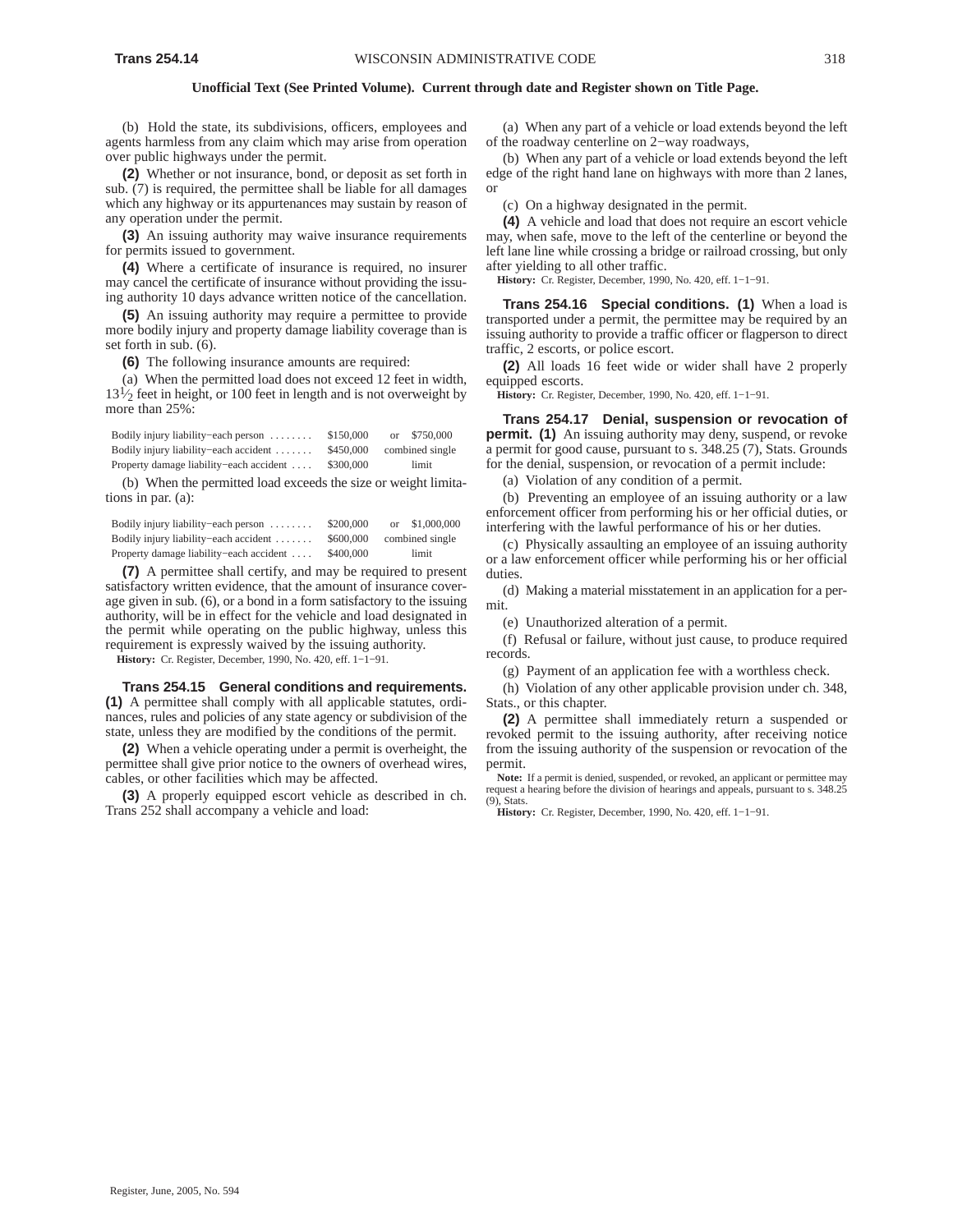**Unofficial Text (See Printed Volume). Current through date and Register shown on Title Page.**

(b) Hold the state, its subdivisions, officers, employees and agents harmless from any claim which may arise from operation over public highways under the permit.

**(2)** Whether or not insurance, bond, or deposit as set forth in sub. (7) is required, the permittee shall be liable for all damages which any highway or its appurtenances may sustain by reason of any operation under the permit.

**(3)** An issuing authority may waive insurance requirements for permits issued to government.

**(4)** Where a certificate of insurance is required, no insurer may cancel the certificate of insurance without providing the issuing authority 10 days advance written notice of the cancellation.

**(5)** An issuing authority may require a permittee to provide more bodily injury and property damage liability coverage than is set forth in sub. (6).

**(6)** The following insurance amounts are required:

(a) When the permitted load does not exceed 12 feet in width, 13½ feet in height, or 100 feet in length and is not overweight by more than 25%:

| | | |
|---|---|---|
| Bodily injury liability−each person | $150,000 | or $750,000 |
| Bodily injury liability−each accident | $450,000 | combined single |
| Property damage liability−each accident | $300,000 | limit |

(b) When the permitted load exceeds the size or weight limitations in par. (a):

| | | |
|---|---|---|
| Bodily injury liability−each person | $200,000 | or $1,000,000 |
| Bodily injury liability−each accident | $600,000 | combined single |
| Property damage liability−each accident | $400,000 | limit |

**(7)** A permittee shall certify, and may be required to present satisfactory written evidence, that the amount of insurance coverage given in sub. (6), or a bond in a form satisfactory to the issuing authority, will be in effect for the vehicle and load designated in the permit while operating on the public highway, unless this requirement is expressly waived by the issuing authority.

**History:** Cr. Register, December, 1990, No. 420, eff. 1−1−91.

**Trans 254.15 General conditions and requirements. (1)** A permittee shall comply with all applicable statutes, ordinances, rules and policies of any state agency or subdivision of the state, unless they are modified by the conditions of the permit.

**(2)** When a vehicle operating under a permit is overheight, the permittee shall give prior notice to the owners of overhead wires, cables, or other facilities which may be affected.

**(3)** A properly equipped escort vehicle as described in ch. Trans 252 shall accompany a vehicle and load:

(a) When any part of a vehicle or load extends beyond the left of the roadway centerline on 2−way roadways,

(b) When any part of a vehicle or load extends beyond the left edge of the right hand lane on highways with more than 2 lanes, or

(c) On a highway designated in the permit.

**(4)** A vehicle and load that does not require an escort vehicle may, when safe, move to the left of the centerline or beyond the left lane line while crossing a bridge or railroad crossing, but only after yielding to all other traffic.

**History:** Cr. Register, December, 1990, No. 420, eff. 1−1−91.

**Trans 254.16 Special conditions. (1)** When a load is transported under a permit, the permittee may be required by an issuing authority to provide a traffic officer or flagperson to direct traffic, 2 escorts, or police escort.

**(2)** All loads 16 feet wide or wider shall have 2 properly equipped escorts.

**History:** Cr. Register, December, 1990, No. 420, eff. 1−1−91.

**Trans 254.17 Denial, suspension or revocation of permit. (1)** An issuing authority may deny, suspend, or revoke a permit for good cause, pursuant to s. 348.25 (7), Stats. Grounds for the denial, suspension, or revocation of a permit include:

(a) Violation of any condition of a permit.

(b) Preventing an employee of an issuing authority or a law enforcement officer from performing his or her official duties, or interfering with the lawful performance of his or her duties.

(c) Physically assaulting an employee of an issuing authority or a law enforcement officer while performing his or her official duties.

(d) Making a material misstatement in an application for a permit.

(e) Unauthorized alteration of a permit.

(f) Refusal or failure, without just cause, to produce required records.

(g) Payment of an application fee with a worthless check.

(h) Violation of any other applicable provision under ch. 348, Stats., or this chapter.

**(2)** A permittee shall immediately return a suspended or revoked permit to the issuing authority, after receiving notice from the issuing authority of the suspension or revocation of the permit.

**Note:** If a permit is denied, suspended, or revoked, an applicant or permittee may request a hearing before the division of hearings and appeals, pursuant to s. 348.25 (9), Stats.

**History:** Cr. Register, December, 1990, No. 420, eff. 1−1−91.